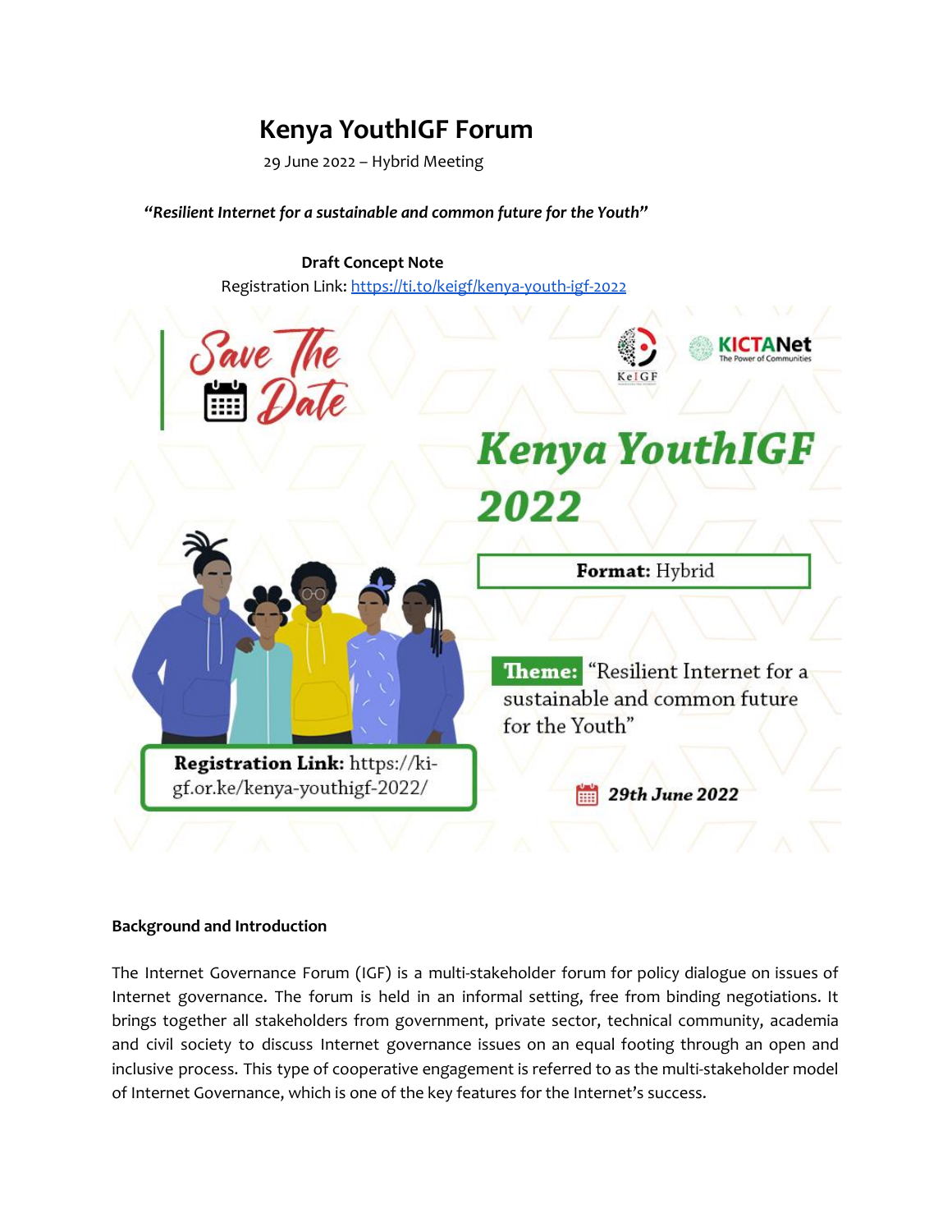# Kenya YouthIGF Forum

29 June 2022 – Hybrid Meeting

***"Resilient Internet for a sustainable and common future for the Youth"***

**Draft Concept Note**

Registration Link: [https://ti.to/keigf/kenya-youth-igf-2022](https://ti.to/keigf/kenya-youth-igf-2022)

Save The Date

KeIGF

KICTANet
The Power of Communities

**Kenya YouthIGF 2022**

**Format:** Hybrid

**Theme:** "Resilient Internet for a sustainable and common future for the Youth"

**Registration Link:** https://ki-gf.or.ke/kenya-youthigf-2022/

***29th June 2022***

## Background and Introduction

The Internet Governance Forum (IGF) is a multi-stakeholder forum for policy dialogue on issues of Internet governance. The forum is held in an informal setting, free from binding negotiations. It brings together all stakeholders from government, private sector, technical community, academia and civil society to discuss Internet governance issues on an equal footing through an open and inclusive process. This type of cooperative engagement is referred to as the multi-stakeholder model of Internet Governance, which is one of the key features for the Internet's success.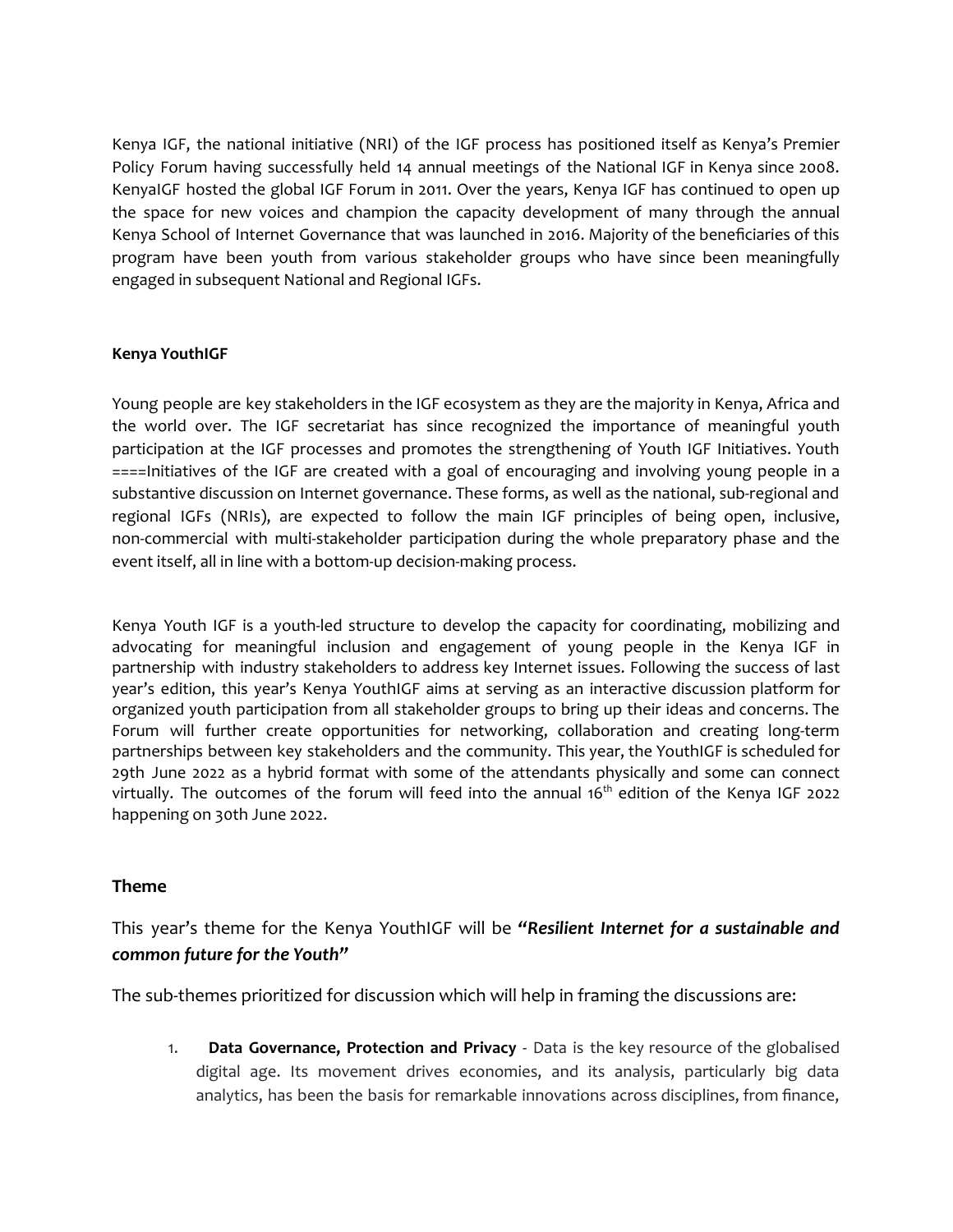Kenya IGF, the national initiative (NRI) of the IGF process has positioned itself as Kenya's Premier Policy Forum having successfully held 14 annual meetings of the National IGF in Kenya since 2008. KenyaIGF hosted the global IGF Forum in 2011. Over the years, Kenya IGF has continued to open up the space for new voices and champion the capacity development of many through the annual Kenya School of Internet Governance that was launched in 2016. Majority of the beneficiaries of this program have been youth from various stakeholder groups who have since been meaningfully engaged in subsequent National and Regional IGFs.

**Kenya YouthIGF**

Young people are key stakeholders in the IGF ecosystem as they are the majority in Kenya, Africa and the world over. The IGF secretariat has since recognized the importance of meaningful youth participation at the IGF processes and promotes the strengthening of Youth IGF Initiatives. Youth ====Initiatives of the IGF are created with a goal of encouraging and involving young people in a substantive discussion on Internet governance. These forms, as well as the national, sub-regional and regional IGFs (NRIs), are expected to follow the main IGF principles of being open, inclusive, non-commercial with multi-stakeholder participation during the whole preparatory phase and the event itself, all in line with a bottom-up decision-making process.

Kenya Youth IGF is a youth-led structure to develop the capacity for coordinating, mobilizing and advocating for meaningful inclusion and engagement of young people in the Kenya IGF in partnership with industry stakeholders to address key Internet issues. Following the success of last year's edition, this year's Kenya YouthIGF aims at serving as an interactive discussion platform for organized youth participation from all stakeholder groups to bring up their ideas and concerns. The Forum will further create opportunities for networking, collaboration and creating long-term partnerships between key stakeholders and the community. This year, the YouthIGF is scheduled for 29th June 2022 as a hybrid format with some of the attendants physically and some can connect virtually. The outcomes of the forum will feed into the annual 16$^{th}$ edition of the Kenya IGF 2022 happening on 30th June 2022.

## Theme

This year's theme for the Kenya YouthIGF will be ***"Resilient Internet for a sustainable and common future for the Youth"***

The sub-themes prioritized for discussion which will help in framing the discussions are:

1. **Data Governance, Protection and Privacy** - Data is the key resource of the globalised digital age. Its movement drives economies, and its analysis, particularly big data analytics, has been the basis for remarkable innovations across disciplines, from finance,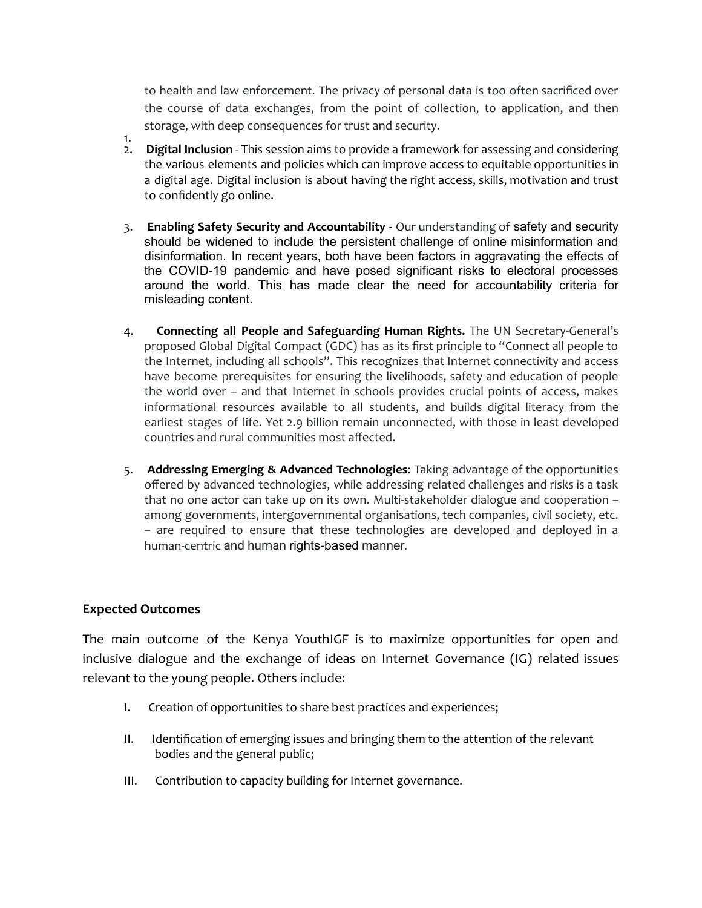to health and law enforcement. The privacy of personal data is too often sacrificed over the course of data exchanges, from the point of collection, to application, and then storage, with deep consequences for trust and security.

1.
2. **Digital Inclusion** - This session aims to provide a framework for assessing and considering the various elements and policies which can improve access to equitable opportunities in a digital age. Digital inclusion is about having the right access, skills, motivation and trust to confidently go online.

3. **Enabling Safety Security and Accountability** - Our understanding of safety and security should be widened to include the persistent challenge of online misinformation and disinformation. In recent years, both have been factors in aggravating the effects of the COVID-19 pandemic and have posed significant risks to electoral processes around the world. This has made clear the need for accountability criteria for misleading content.

4. **Connecting all People and Safeguarding Human Rights.** The UN Secretary-General's proposed Global Digital Compact (GDC) has as its first principle to "Connect all people to the Internet, including all schools". This recognizes that Internet connectivity and access have become prerequisites for ensuring the livelihoods, safety and education of people the world over – and that Internet in schools provides crucial points of access, makes informational resources available to all students, and builds digital literacy from the earliest stages of life. Yet 2.9 billion remain unconnected, with those in least developed countries and rural communities most affected.

5. **Addressing Emerging & Advanced Technologies**: Taking advantage of the opportunities offered by advanced technologies, while addressing related challenges and risks is a task that no one actor can take up on its own. Multi-stakeholder dialogue and cooperation – among governments, intergovernmental organisations, tech companies, civil society, etc. – are required to ensure that these technologies are developed and deployed in a human-centric and human rights-based manner.

## Expected Outcomes

The main outcome of the Kenya YouthIGF is to maximize opportunities for open and inclusive dialogue and the exchange of ideas on Internet Governance (IG) related issues relevant to the young people. Others include:

I. Creation of opportunities to share best practices and experiences;

II. Identification of emerging issues and bringing them to the attention of the relevant bodies and the general public;

III. Contribution to capacity building for Internet governance.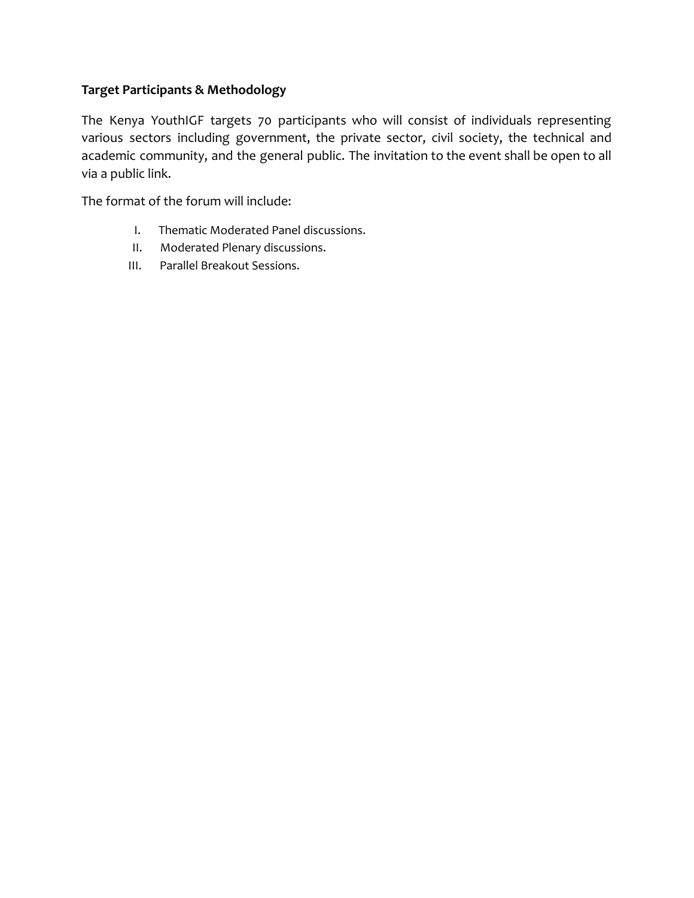**Target Participants & Methodology**

The Kenya YouthIGF targets 70 participants who will consist of individuals representing various sectors including government, the private sector, civil society, the technical and academic community, and the general public. The invitation to the event shall be open to all via a public link.

The format of the forum will include:

I. Thematic Moderated Panel discussions.
II. Moderated Plenary discussions.
III. Parallel Breakout Sessions.